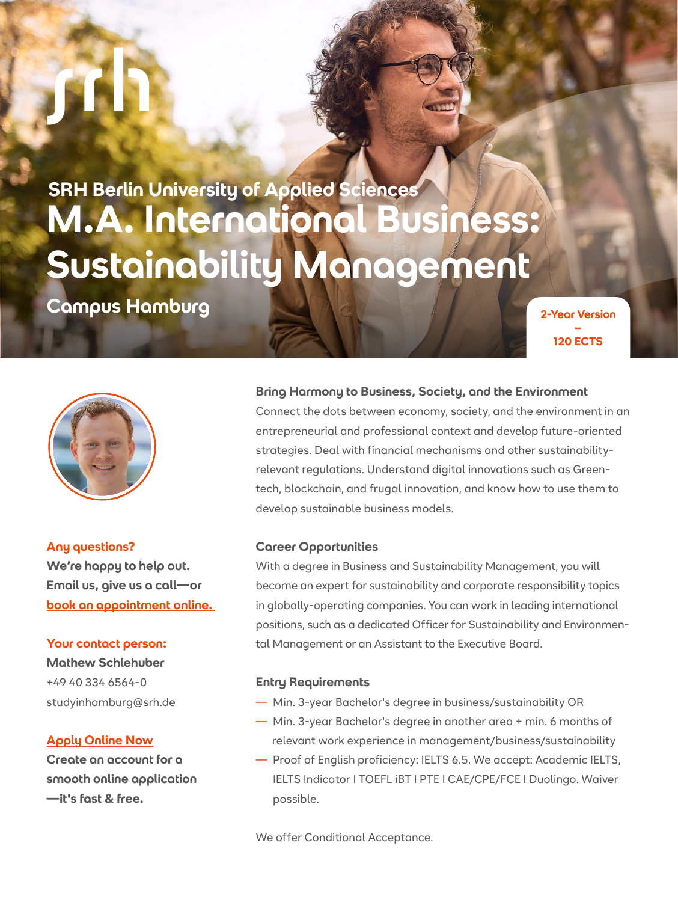SRH Berlin University of Applied Sciences

# M.A. International Business: Sustainability Management

**Campus Hamburg**

**2-Year Version – 120 ECTS**

**Any questions?**

**We're happy to help out. Email us, give us a call—or book an appointment online.**

**Your contact person:**

**Mathew Schlehuber**
+49 40 334 6564-0
studyinhamburg@srh.de

**Apply Online Now**

**Create an account for a smooth online application —it's fast & free.**

### Bring Harmony to Business, Society, and the Environment

Connect the dots between economy, society, and the environment in an entrepreneurial and professional context and develop future-oriented strategies. Deal with financial mechanisms and other sustainability-relevant regulations. Understand digital innovations such as Green-tech, blockchain, and frugal innovation, and know how to use them to develop sustainable business models.

### Career Opportunities

With a degree in Business and Sustainability Management, you will become an expert for sustainability and corporate responsibility topics in globally-operating companies. You can work in leading international positions, such as a dedicated Officer for Sustainability and Environmental Management or an Assistant to the Executive Board.

### Entry Requirements

- Min. 3-year Bachelor's degree in business/sustainability OR
- Min. 3-year Bachelor's degree in another area + min. 6 months of relevant work experience in management/business/sustainability
- Proof of English proficiency: IELTS 6.5. We accept: Academic IELTS, IELTS Indicator I TOEFL iBT I PTE I CAE/CPE/FCE I Duolingo. Waiver possible.

We offer Conditional Acceptance.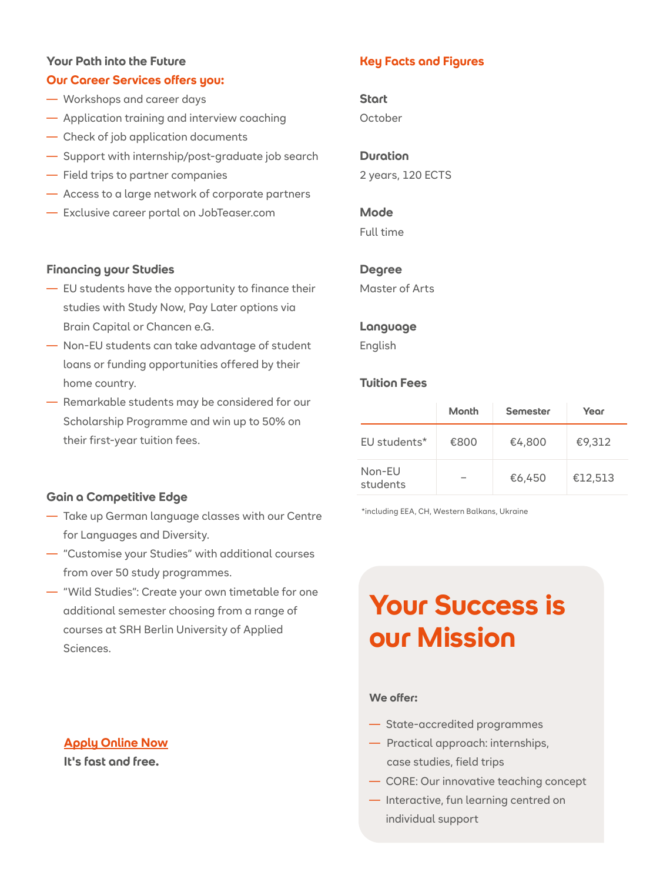### Your Path into the Future

### Our Career Services offers you:

- Workshops and career days
- Application training and interview coaching
- Check of job application documents
- Support with internship/post-graduate job search
- Field trips to partner companies
- Access to a large network of corporate partners
- Exclusive career portal on JobTeaser.com

### Financing your Studies

- EU students have the opportunity to finance their studies with Study Now, Pay Later options via Brain Capital or Chancen e.G.
- Non-EU students can take advantage of student loans or funding opportunities offered by their home country.
- Remarkable students may be considered for our Scholarship Programme and win up to 50% on their first-year tuition fees.

### Gain a Competitive Edge

- Take up German language classes with our Centre for Languages and Diversity.
- "Customise your Studies" with additional courses from over 50 study programmes.
- "Wild Studies": Create your own timetable for one additional semester choosing from a range of courses at SRH Berlin University of Applied Sciences.

**Apply Online Now**
**It's fast and free.**

## Key Facts and Figures

**Start**
October

**Duration**
2 years, 120 ECTS

**Mode**
Full time

**Degree**
Master of Arts

**Language**
English

**Tuition Fees**

| | Month | Semester | Year |
|---|---|---|---|
| EU students* | €800 | €4,800 | €9,312 |
| Non-EU students | – | €6,450 | €12,513 |

*including EEA, CH, Western Balkans, Ukraine

## Your Success is our Mission

**We offer:**

- State-accredited programmes
- Practical approach: internships, case studies, field trips
- CORE: Our innovative teaching concept
- Interactive, fun learning centred on individual support